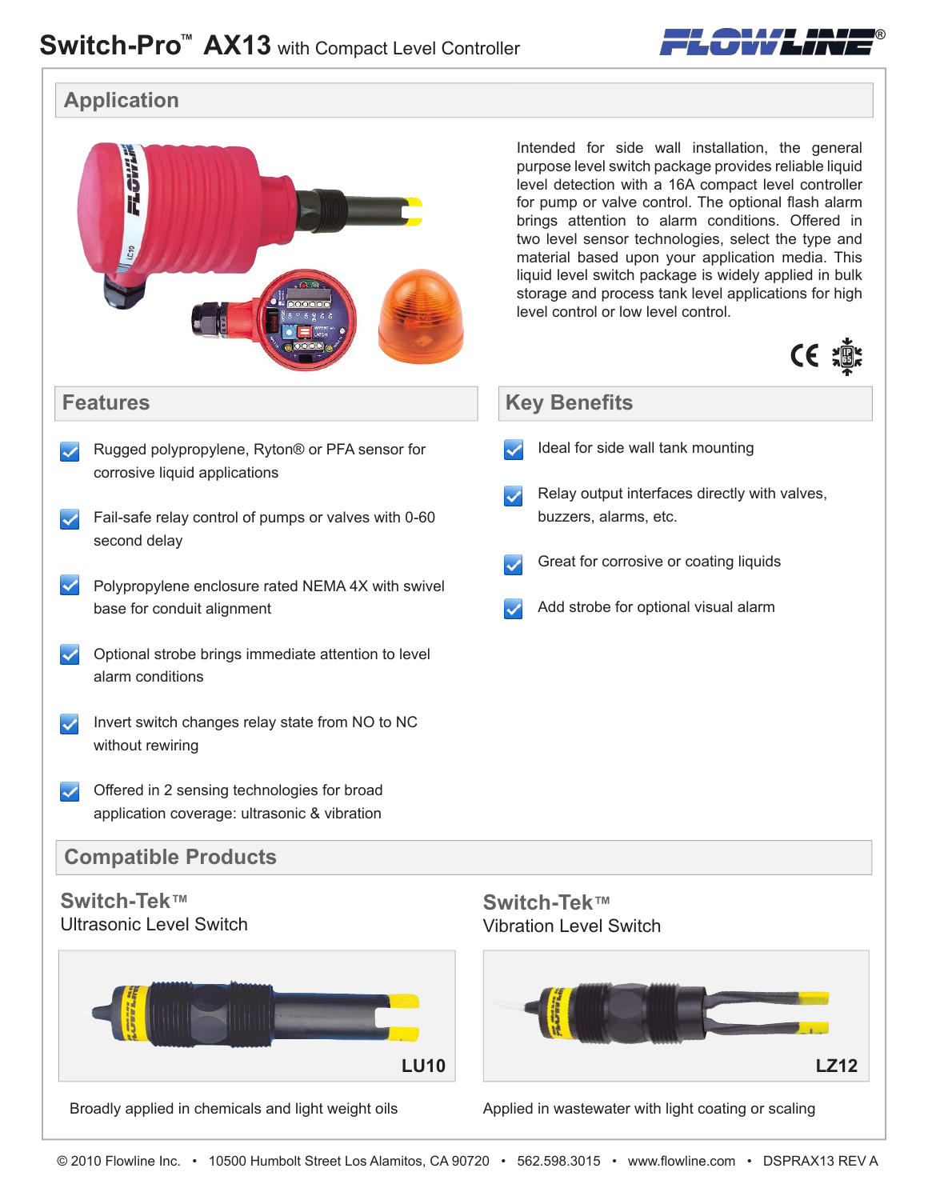# Switch-Pro™ AX13 with Compact Level Controller

## Application

Intended for side wall installation, the general purpose level switch package provides reliable liquid level detection with a 16A compact level controller for pump or valve control. The optional flash alarm brings attention to alarm conditions. Offered in two level sensor technologies, select the type and material based upon your application media. This liquid level switch package is widely applied in bulk storage and process tank level applications for high level control or low level control.

## Features

- Rugged polypropylene, Ryton® or PFA sensor for corrosive liquid applications
- Fail-safe relay control of pumps or valves with 0-60 second delay
- Polypropylene enclosure rated NEMA 4X with swivel base for conduit alignment
- Optional strobe brings immediate attention to level alarm conditions
- Invert switch changes relay state from NO to NC without rewiring
- Offered in 2 sensing technologies for broad application coverage: ultrasonic & vibration

## Key Benefits

- Ideal for side wall tank mounting
- Relay output interfaces directly with valves, buzzers, alarms, etc.
- Great for corrosive or coating liquids
- Add strobe for optional visual alarm

## Compatible Products

### Switch-Tek™
Ultrasonic Level Switch

LU10

Broadly applied in chemicals and light weight oils

### Switch-Tek™
Vibration Level Switch

LZ12

Applied in wastewater with light coating or scaling

© 2010 Flowline Inc. • 10500 Humbolt Street Los Alamitos, CA 90720 • 562.598.3015 • www.flowline.com • DSPRAX13 REV A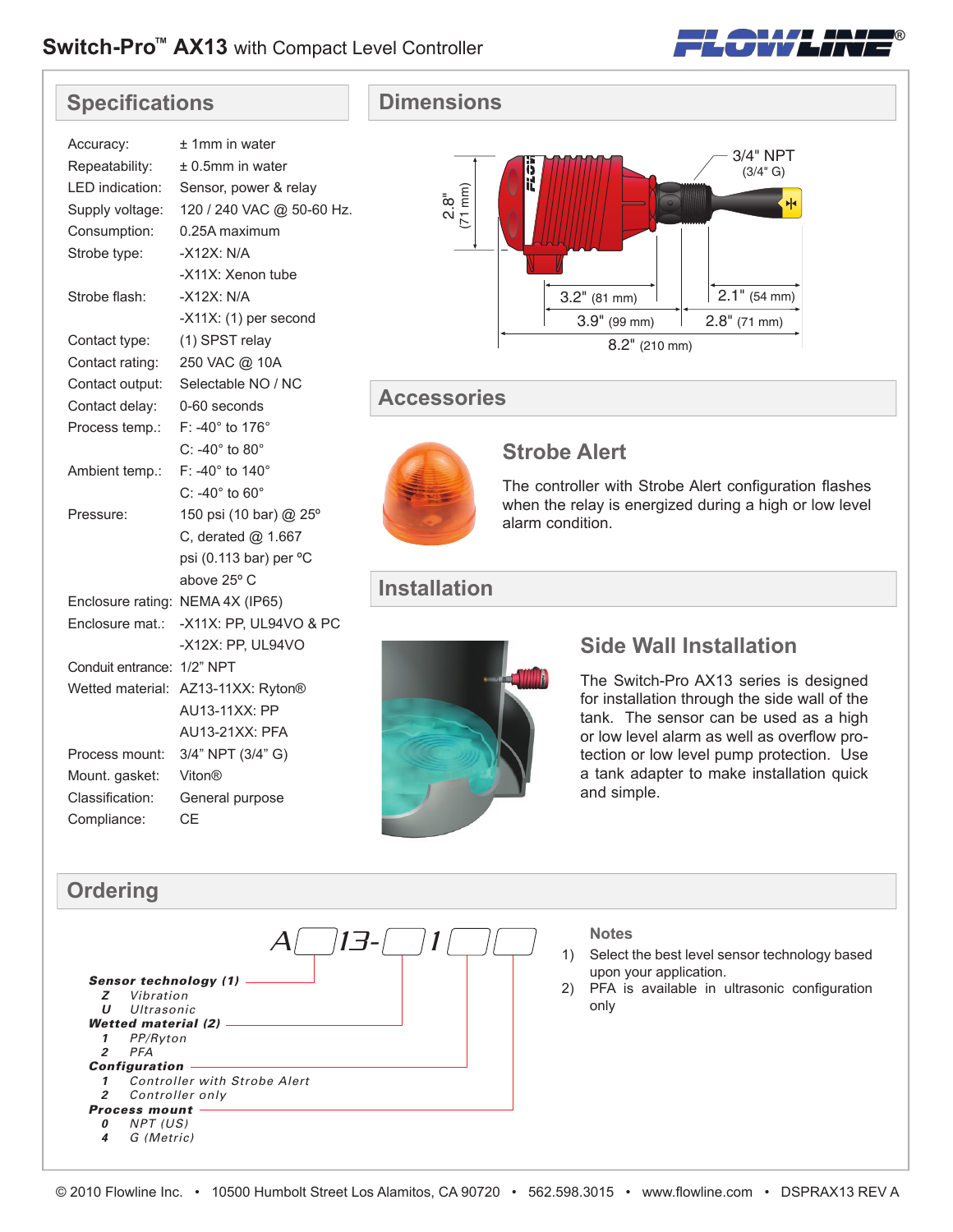# Switch-Pro™ AX13 with Compact Level Controller

## Specifications

| | |
|---|---|
| Accuracy: | ± 1mm in water |
| Repeatability: | ± 0.5mm in water |
| LED indication: | Sensor, power & relay |
| Supply voltage: | 120 / 240 VAC @ 50-60 Hz. |
| Consumption: | 0.25A maximum |
| Strobe type: | -X12X: N/A<br>-X11X: Xenon tube |
| Strobe flash: | -X12X: N/A<br>-X11X: (1) per second |
| Contact type: | (1) SPST relay |
| Contact rating: | 250 VAC @ 10A |
| Contact output: | Selectable NO / NC |
| Contact delay: | 0-60 seconds |
| Process temp.: | F: -40° to 176°<br>C: -40° to 80° |
| Ambient temp.: | F: -40° to 140°<br>C: -40° to 60° |
| Pressure: | 150 psi (10 bar) @ 25º C, derated @ 1.667 psi (0.113 bar) per ºC above 25º C |
| Enclosure rating: | NEMA 4X (IP65) |
| Enclosure mat.: | -X11X: PP, UL94VO & PC<br>-X12X: PP, UL94VO |
| Conduit entrance: | 1/2" NPT |
| Wetted material: | AZ13-11XX: Ryton®<br>AU13-11XX: PP<br>AU13-21XX: PFA |
| Process mount: | 3/4" NPT (3/4" G) |
| Mount. gasket: | Viton® |
| Classification: | General purpose |
| Compliance: | CE |

## Dimensions

2.8" (71 mm)

3/4" NPT (3/4" G)

3.2" (81 mm)

3.9" (99 mm)

2.1" (54 mm)

2.8" (71 mm)

8.2" (210 mm)

## Accessories

### Strobe Alert

The controller with Strobe Alert configuration flashes when the relay is energized during a high or low level alarm condition.

## Installation

### Side Wall Installation

The Switch-Pro AX13 series is designed for installation through the side wall of the tank. The sensor can be used as a high or low level alarm as well as overflow protection or low level pump protection. Use a tank adapter to make installation quick and simple.

## Ordering

A[ ]13-[ ]1[ ][ ]

***Sensor technology (1)***
- *Z* *Vibration*
- *U* *Ultrasonic*

***Wetted material (2)***
- *1* *PP/Ryton*
- *2* *PFA*

***Configuration***
- *1* *Controller with Strobe Alert*
- *2* *Controller only*

***Process mount***
- *0* *NPT (US)*
- *4* *G (Metric)*

### Notes

1) Select the best level sensor technology based upon your application.
2) PFA is available in ultrasonic configuration only

© 2010 Flowline Inc. • 10500 Humbolt Street Los Alamitos, CA 90720 • 562.598.3015 • www.flowline.com • DSPRAX13 REV A